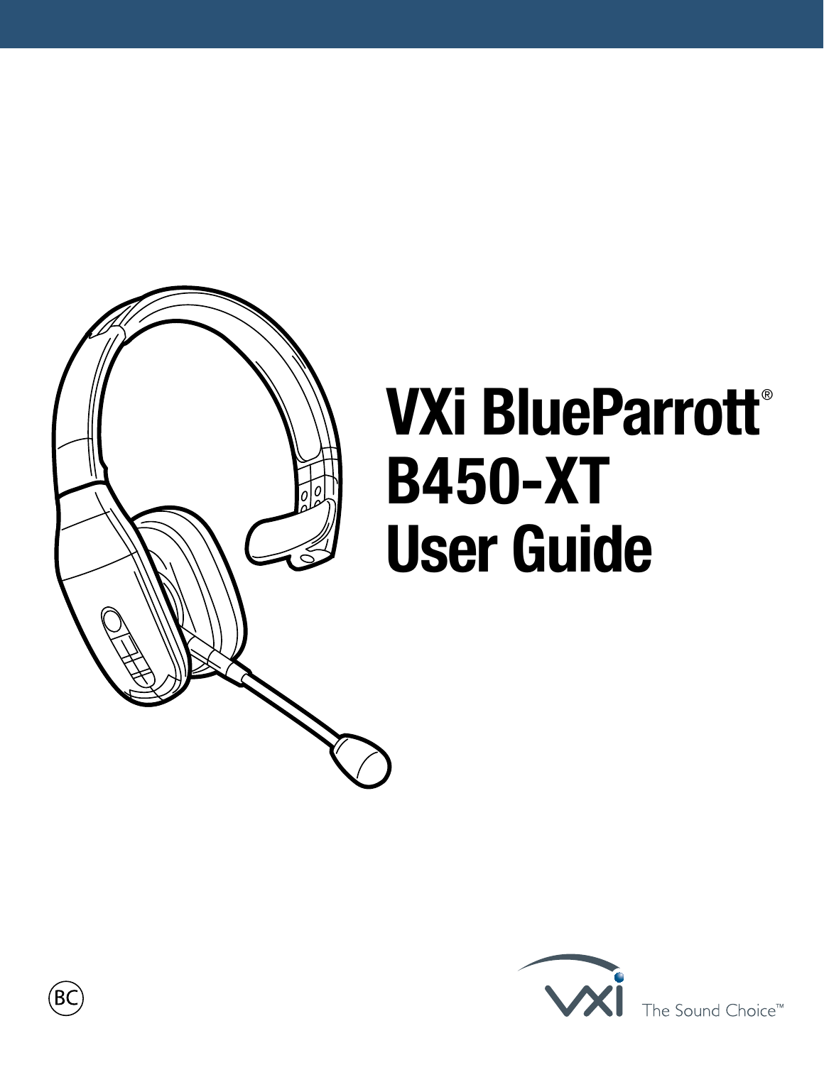# VXi BlueParrott® B450-XT User Guide

BC

VXi The Sound Choice™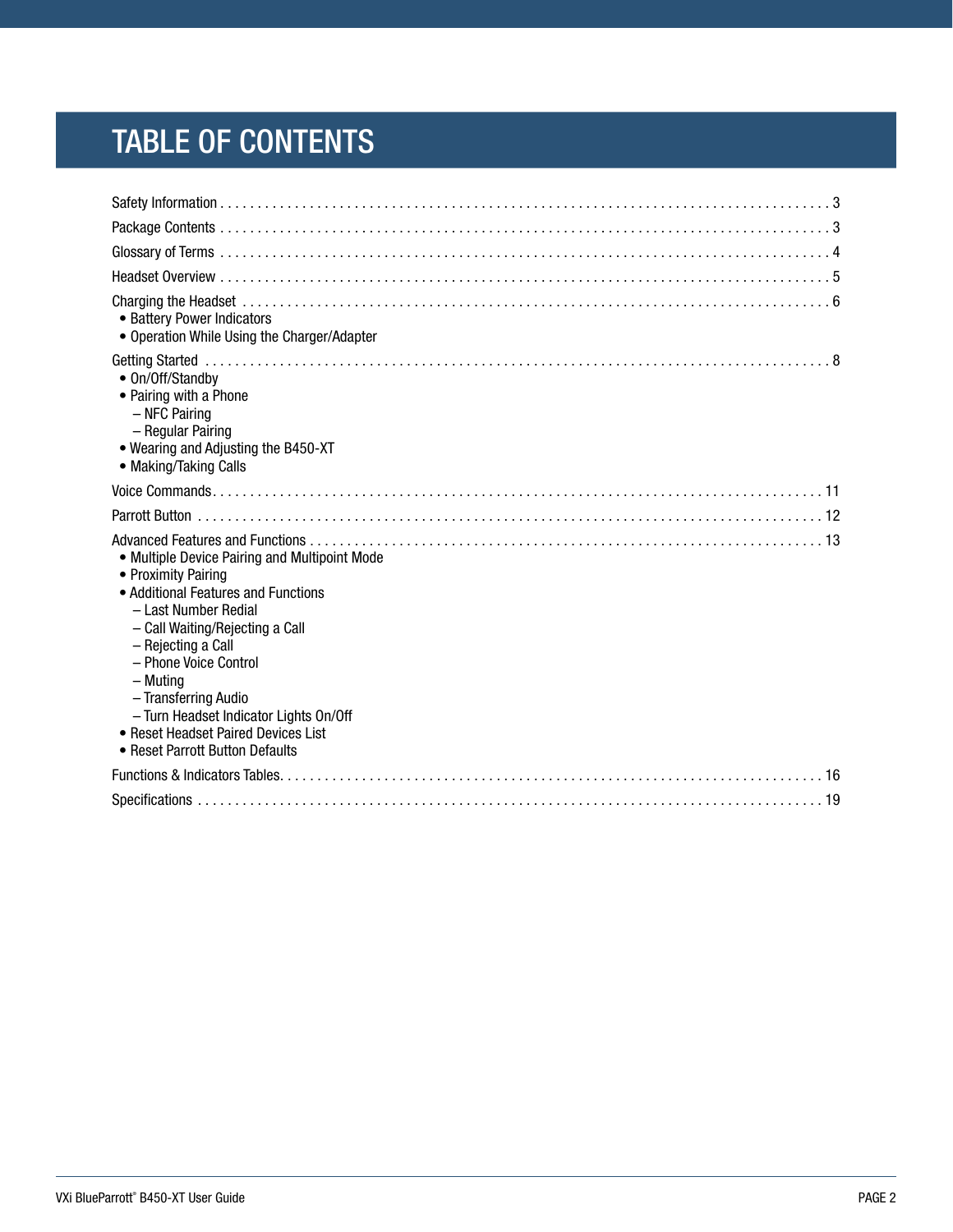# TABLE OF CONTENTS

Safety Information . . . . . . . . . . 3

Package Contents . . . . . . . . . . 3

Glossary of Terms . . . . . . . . . . 4

Headset Overview . . . . . . . . . . 5

Charging the Headset . . . . . . . . . . 6
- Battery Power Indicators
- Operation While Using the Charger/Adapter

Getting Started . . . . . . . . . . 8
- On/Off/Standby
- Pairing with a Phone
  - NFC Pairing
  - Regular Pairing
- Wearing and Adjusting the B450-XT
- Making/Taking Calls

Voice Commands . . . . . . . . . . 11

Parrott Button . . . . . . . . . . 12

Advanced Features and Functions . . . . . . . . . . 13
- Multiple Device Pairing and Multipoint Mode
- Proximity Pairing
- Additional Features and Functions
  - Last Number Redial
  - Call Waiting/Rejecting a Call
  - Rejecting a Call
  - Phone Voice Control
  - Muting
  - Transferring Audio
  - Turn Headset Indicator Lights On/Off
- Reset Headset Paired Devices List
- Reset Parrott Button Defaults

Functions & Indicators Tables . . . . . . . . . . 16

Specifications . . . . . . . . . . 19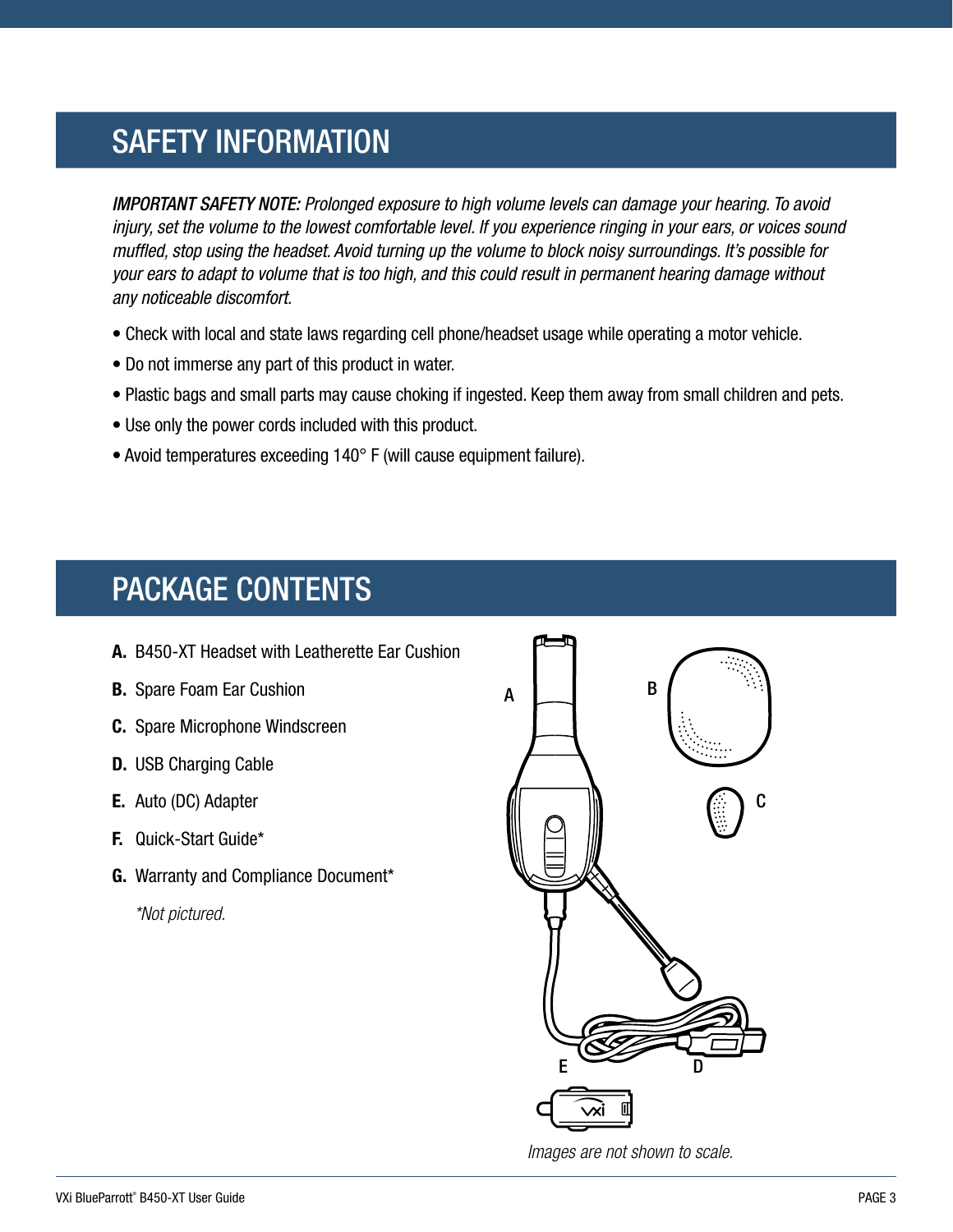## SAFETY INFORMATION

*IMPORTANT SAFETY NOTE: Prolonged exposure to high volume levels can damage your hearing. To avoid injury, set the volume to the lowest comfortable level. If you experience ringing in your ears, or voices sound muffled, stop using the headset. Avoid turning up the volume to block noisy surroundings. It's possible for your ears to adapt to volume that is too high, and this could result in permanent hearing damage without any noticeable discomfort.*

- Check with local and state laws regarding cell phone/headset usage while operating a motor vehicle.
- Do not immerse any part of this product in water.
- Plastic bags and small parts may cause choking if ingested. Keep them away from small children and pets.
- Use only the power cords included with this product.
- Avoid temperatures exceeding 140° F (will cause equipment failure).

## PACKAGE CONTENTS

**A.** B450-XT Headset with Leatherette Ear Cushion

**B.** Spare Foam Ear Cushion

**C.** Spare Microphone Windscreen

**D.** USB Charging Cable

**E.** Auto (DC) Adapter

**F.** Quick-Start Guide*

**G.** Warranty and Compliance Document*

*\*Not pictured.*

*Images are not shown to scale.*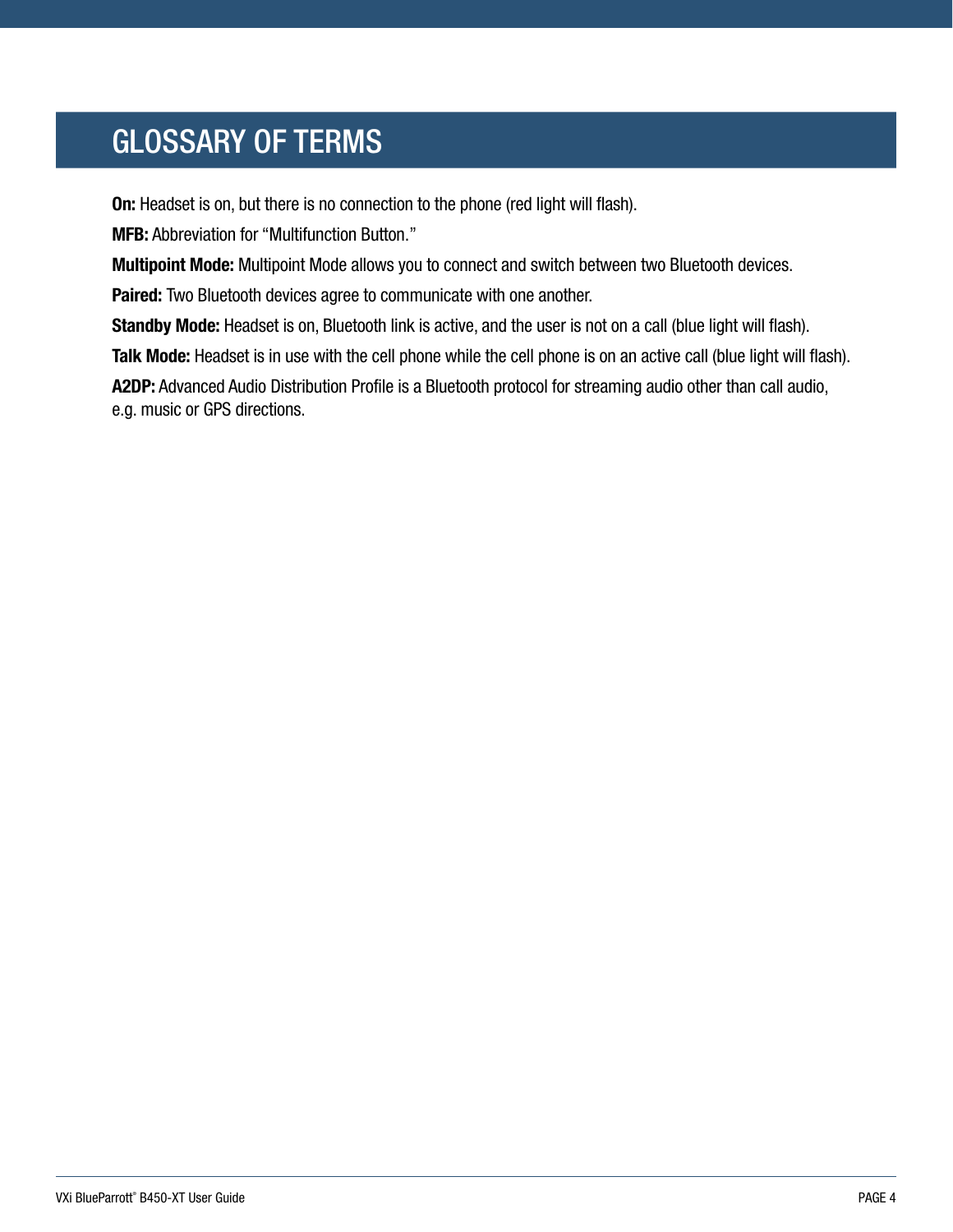# GLOSSARY OF TERMS

**On:** Headset is on, but there is no connection to the phone (red light will flash).

**MFB:** Abbreviation for "Multifunction Button."

**Multipoint Mode:** Multipoint Mode allows you to connect and switch between two Bluetooth devices.

**Paired:** Two Bluetooth devices agree to communicate with one another.

**Standby Mode:** Headset is on, Bluetooth link is active, and the user is not on a call (blue light will flash).

**Talk Mode:** Headset is in use with the cell phone while the cell phone is on an active call (blue light will flash).

**A2DP:** Advanced Audio Distribution Profile is a Bluetooth protocol for streaming audio other than call audio, e.g. music or GPS directions.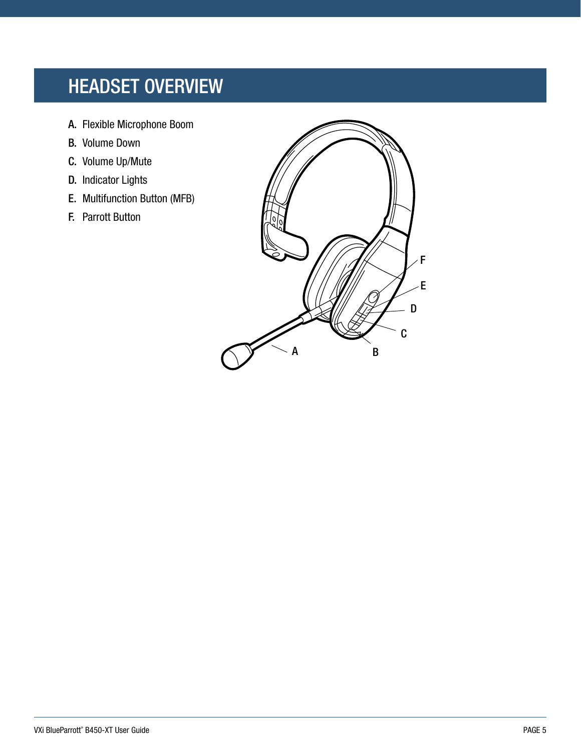# HEADSET OVERVIEW

A. Flexible Microphone Boom
B. Volume Down
C. Volume Up/Mute
D. Indicator Lights
E. Multifunction Button (MFB)
F. Parrott Button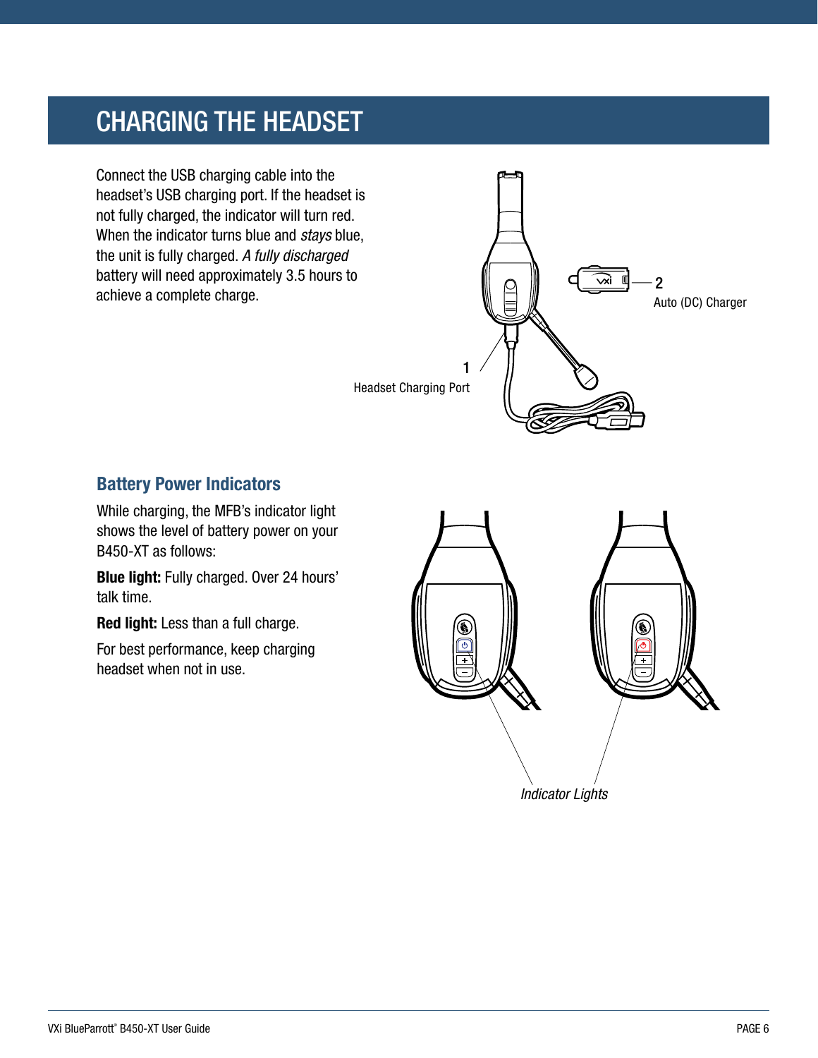# CHARGING THE HEADSET

Connect the USB charging cable into the headset's USB charging port. If the headset is not fully charged, the indicator will turn red. When the indicator turns blue and *stays* blue, the unit is fully charged. *A fully discharged* battery will need approximately 3.5 hours to achieve a complete charge.

1 Headset Charging Port

2 Auto (DC) Charger

## Battery Power Indicators

While charging, the MFB's indicator light shows the level of battery power on your B450-XT as follows:

**Blue light:** Fully charged. Over 24 hours' talk time.

**Red light:** Less than a full charge.

For best performance, keep charging headset when not in use.

*Indicator Lights*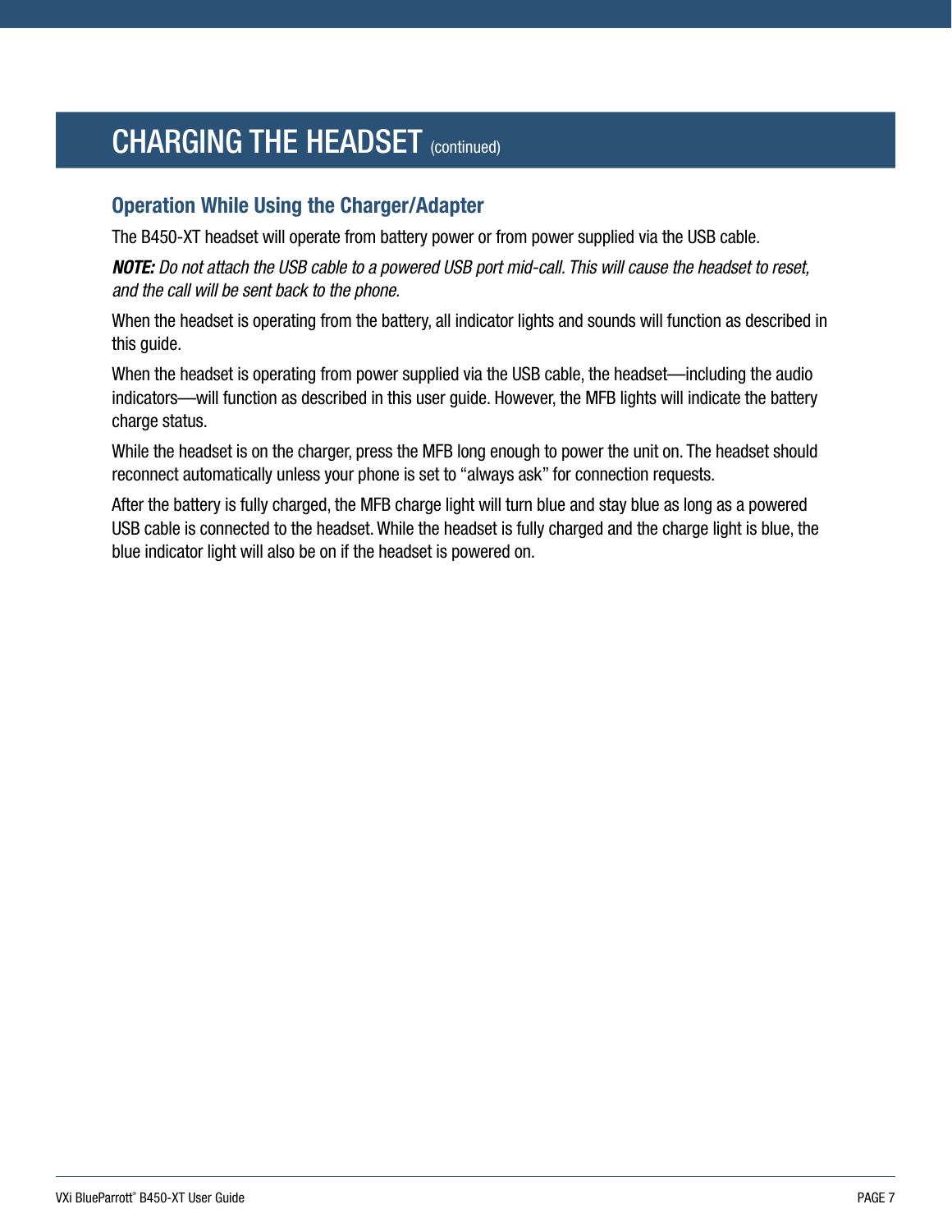# CHARGING THE HEADSET (continued)

## Operation While Using the Charger/Adapter

The B450-XT headset will operate from battery power or from power supplied via the USB cable.

***NOTE:*** *Do not attach the USB cable to a powered USB port mid-call. This will cause the headset to reset, and the call will be sent back to the phone.*

When the headset is operating from the battery, all indicator lights and sounds will function as described in this guide.

When the headset is operating from power supplied via the USB cable, the headset—including the audio indicators—will function as described in this user guide. However, the MFB lights will indicate the battery charge status.

While the headset is on the charger, press the MFB long enough to power the unit on. The headset should reconnect automatically unless your phone is set to “always ask” for connection requests.

After the battery is fully charged, the MFB charge light will turn blue and stay blue as long as a powered USB cable is connected to the headset. While the headset is fully charged and the charge light is blue, the blue indicator light will also be on if the headset is powered on.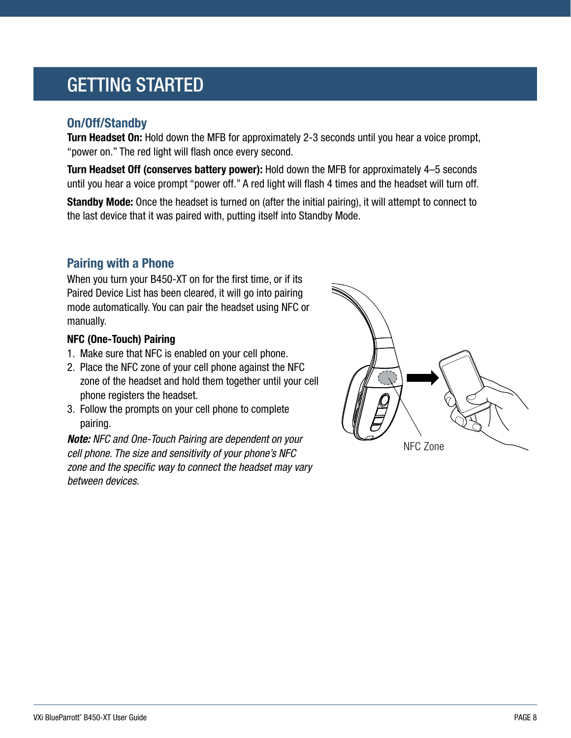# GETTING STARTED

## On/Off/Standby

**Turn Headset On:** Hold down the MFB for approximately 2-3 seconds until you hear a voice prompt, “power on.” The red light will flash once every second.

**Turn Headset Off (conserves battery power):** Hold down the MFB for approximately 4–5 seconds until you hear a voice prompt “power off.” A red light will flash 4 times and the headset will turn off.

**Standby Mode:** Once the headset is turned on (after the initial pairing), it will attempt to connect to the last device that it was paired with, putting itself into Standby Mode.

## Pairing with a Phone

When you turn your B450-XT on for the first time, or if its Paired Device List has been cleared, it will go into pairing mode automatically. You can pair the headset using NFC or manually.

**NFC (One-Touch) Pairing**

1. Make sure that NFC is enabled on your cell phone.
2. Place the NFC zone of your cell phone against the NFC zone of the headset and hold them together until your cell phone registers the headset.
3. Follow the prompts on your cell phone to complete pairing.

***Note:*** *NFC and One-Touch Pairing are dependent on your cell phone. The size and sensitivity of your phone’s NFC zone and the specific way to connect the headset may vary between devices.*

NFC Zone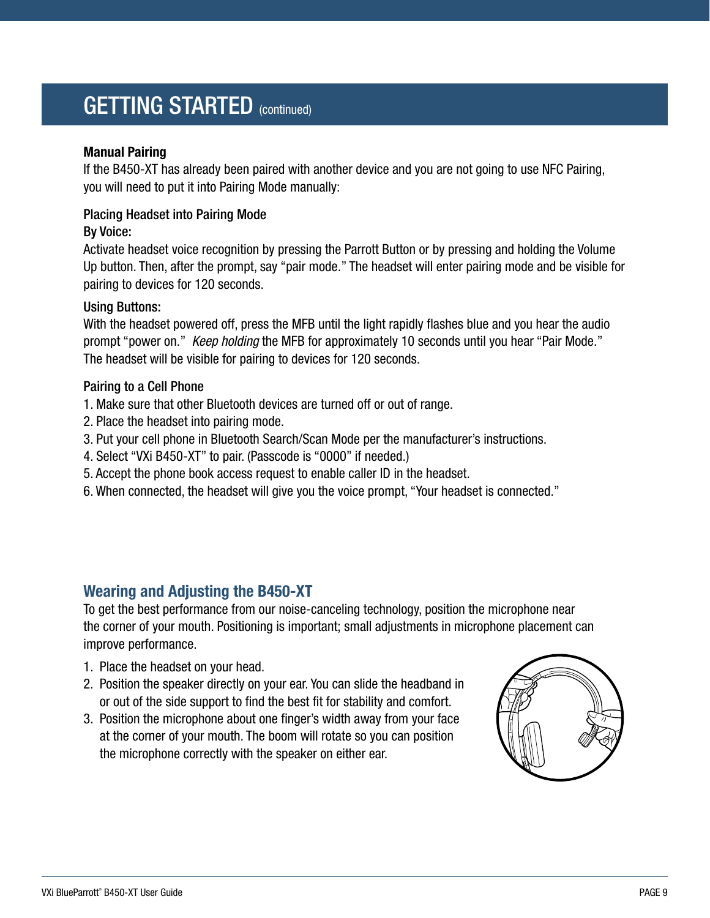# GETTING STARTED (continued)

**Manual Pairing**

If the B450-XT has already been paired with another device and you are not going to use NFC Pairing, you will need to put it into Pairing Mode manually:

Placing Headset into Pairing Mode

By Voice:

Activate headset voice recognition by pressing the Parrott Button or by pressing and holding the Volume Up button. Then, after the prompt, say “pair mode.” The headset will enter pairing mode and be visible for pairing to devices for 120 seconds.

Using Buttons:

With the headset powered off, press the MFB until the light rapidly flashes blue and you hear the audio prompt “power on.” *Keep holding* the MFB for approximately 10 seconds until you hear “Pair Mode.” The headset will be visible for pairing to devices for 120 seconds.

Pairing to a Cell Phone

1. Make sure that other Bluetooth devices are turned off or out of range.
2. Place the headset into pairing mode.
3. Put your cell phone in Bluetooth Search/Scan Mode per the manufacturer’s instructions.
4. Select “VXi B450-XT” to pair. (Passcode is “0000” if needed.)
5. Accept the phone book access request to enable caller ID in the headset.
6. When connected, the headset will give you the voice prompt, “Your headset is connected.”

## Wearing and Adjusting the B450-XT

To get the best performance from our noise-canceling technology, position the microphone near the corner of your mouth. Positioning is important; small adjustments in microphone placement can improve performance.

1. Place the headset on your head.
2. Position the speaker directly on your ear. You can slide the headband in or out of the side support to find the best fit for stability and comfort.
3. Position the microphone about one finger’s width away from your face at the corner of your mouth. The boom will rotate so you can position the microphone correctly with the speaker on either ear.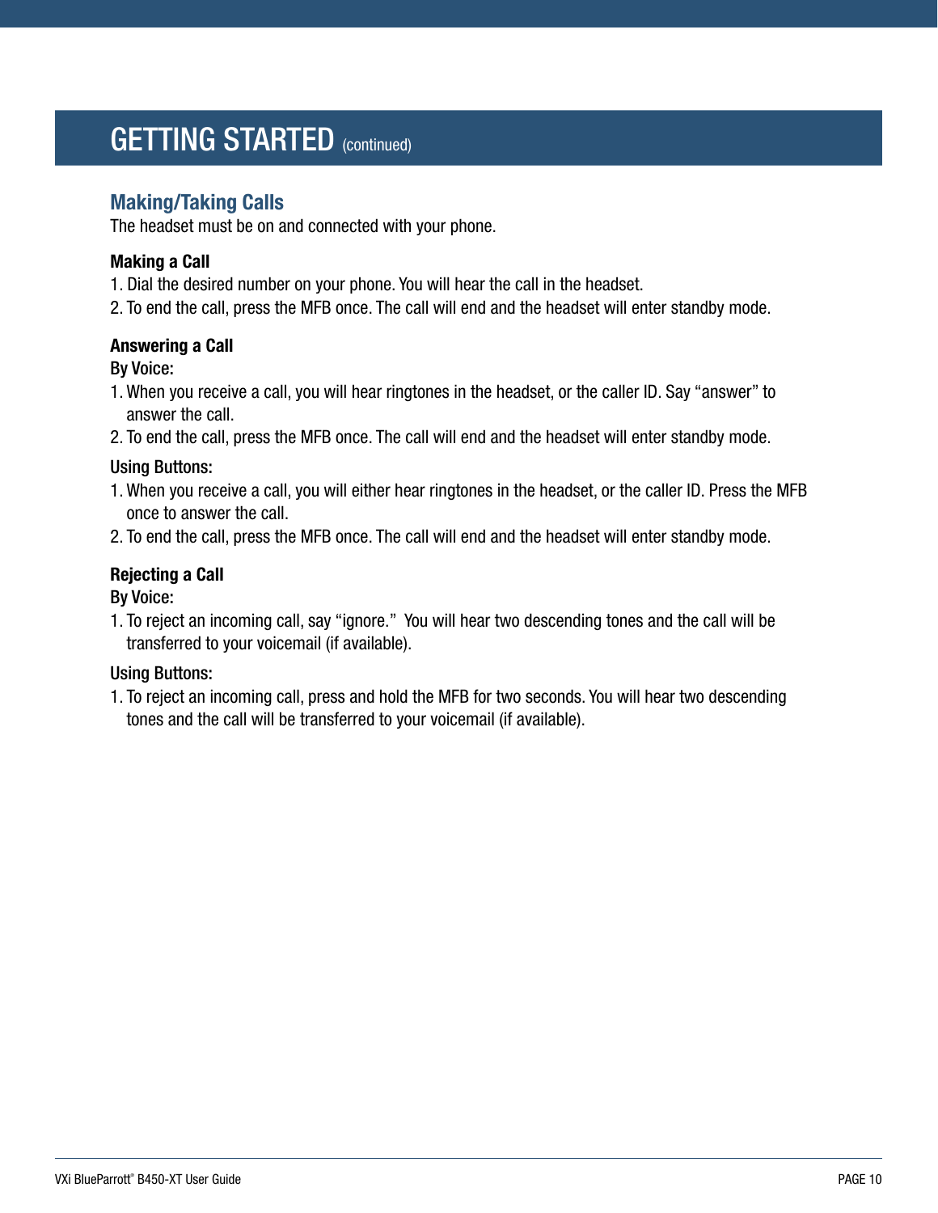# GETTING STARTED (continued)

## Making/Taking Calls

The headset must be on and connected with your phone.

**Making a Call**

1. Dial the desired number on your phone. You will hear the call in the headset.
2. To end the call, press the MFB once. The call will end and the headset will enter standby mode.

**Answering a Call**

**By Voice:**

1. When you receive a call, you will hear ringtones in the headset, or the caller ID. Say "answer" to answer the call.
2. To end the call, press the MFB once. The call will end and the headset will enter standby mode.

**Using Buttons:**

1. When you receive a call, you will either hear ringtones in the headset, or the caller ID. Press the MFB once to answer the call.
2. To end the call, press the MFB once. The call will end and the headset will enter standby mode.

**Rejecting a Call**

**By Voice:**

1. To reject an incoming call, say "ignore." You will hear two descending tones and the call will be transferred to your voicemail (if available).

**Using Buttons:**

1. To reject an incoming call, press and hold the MFB for two seconds. You will hear two descending tones and the call will be transferred to your voicemail (if available).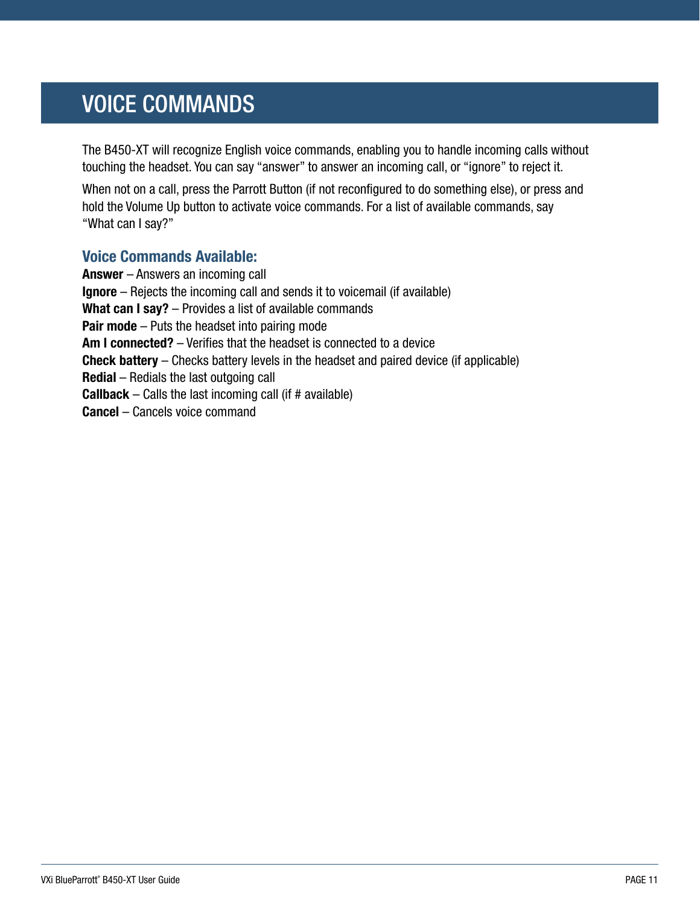# VOICE COMMANDS

The B450-XT will recognize English voice commands, enabling you to handle incoming calls without touching the headset. You can say "answer" to answer an incoming call, or "ignore" to reject it.

When not on a call, press the Parrott Button (if not reconfigured to do something else), or press and hold the Volume Up button to activate voice commands. For a list of available commands, say "What can I say?"

## Voice Commands Available:

**Answer** – Answers an incoming call
**Ignore** – Rejects the incoming call and sends it to voicemail (if available)
**What can I say?** – Provides a list of available commands
**Pair mode** – Puts the headset into pairing mode
**Am I connected?** – Verifies that the headset is connected to a device
**Check battery** – Checks battery levels in the headset and paired device (if applicable)
**Redial** – Redials the last outgoing call
**Callback** – Calls the last incoming call (if # available)
**Cancel** – Cancels voice command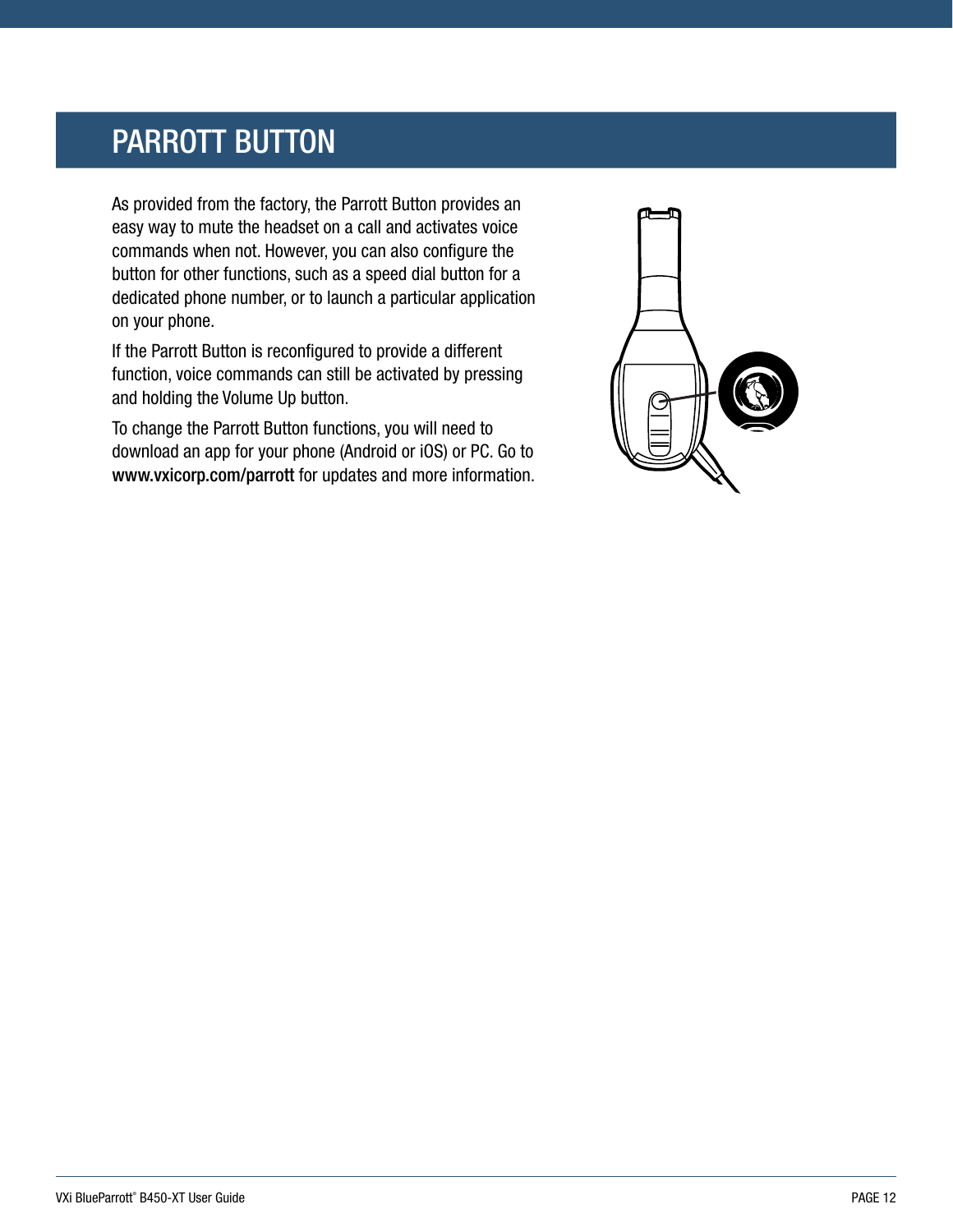# PARROTT BUTTON

As provided from the factory, the Parrott Button provides an easy way to mute the headset on a call and activates voice commands when not. However, you can also configure the button for other functions, such as a speed dial button for a dedicated phone number, or to launch a particular application on your phone.

If the Parrott Button is reconfigured to provide a different function, voice commands can still be activated by pressing and holding the Volume Up button.

To change the Parrott Button functions, you will need to download an app for your phone (Android or iOS) or PC. Go to **www.vxicorp.com/parrott** for updates and more information.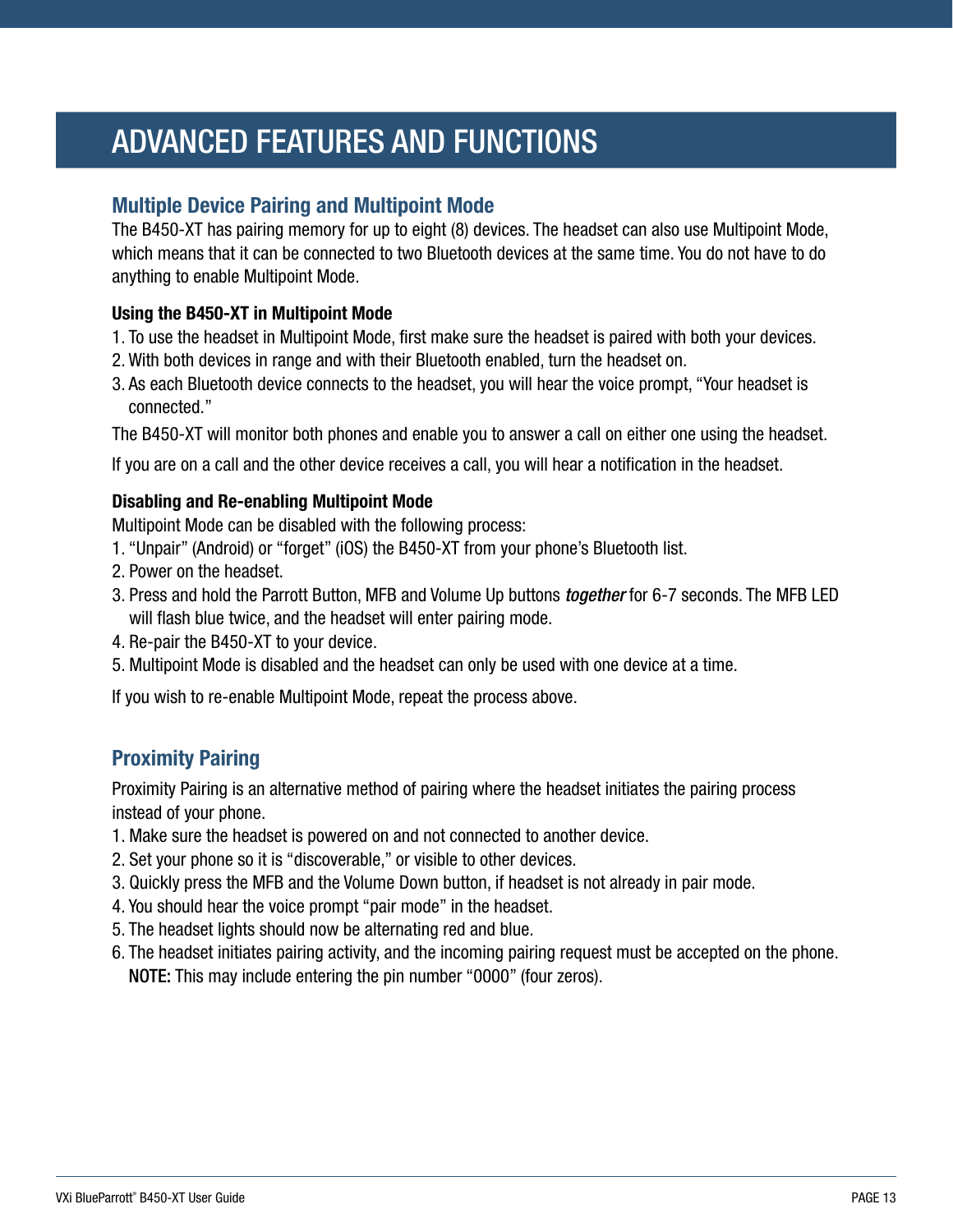# ADVANCED FEATURES AND FUNCTIONS

## Multiple Device Pairing and Multipoint Mode

The B450-XT has pairing memory for up to eight (8) devices. The headset can also use Multipoint Mode, which means that it can be connected to two Bluetooth devices at the same time. You do not have to do anything to enable Multipoint Mode.

### Using the B450-XT in Multipoint Mode

1. To use the headset in Multipoint Mode, first make sure the headset is paired with both your devices.
2. With both devices in range and with their Bluetooth enabled, turn the headset on.
3. As each Bluetooth device connects to the headset, you will hear the voice prompt, “Your headset is connected.”

The B450-XT will monitor both phones and enable you to answer a call on either one using the headset.

If you are on a call and the other device receives a call, you will hear a notification in the headset.

### Disabling and Re-enabling Multipoint Mode

Multipoint Mode can be disabled with the following process:

1. “Unpair” (Android) or “forget” (iOS) the B450-XT from your phone’s Bluetooth list.
2. Power on the headset.
3. Press and hold the Parrott Button, MFB and Volume Up buttons ***together*** for 6-7 seconds. The MFB LED will flash blue twice, and the headset will enter pairing mode.
4. Re-pair the B450-XT to your device.
5. Multipoint Mode is disabled and the headset can only be used with one device at a time.

If you wish to re-enable Multipoint Mode, repeat the process above.

## Proximity Pairing

Proximity Pairing is an alternative method of pairing where the headset initiates the pairing process instead of your phone.

1. Make sure the headset is powered on and not connected to another device.
2. Set your phone so it is “discoverable,” or visible to other devices.
3. Quickly press the MFB and the Volume Down button, if headset is not already in pair mode.
4. You should hear the voice prompt “pair mode” in the headset.
5. The headset lights should now be alternating red and blue.
6. The headset initiates pairing activity, and the incoming pairing request must be accepted on the phone.
   **NOTE:** This may include entering the pin number “0000” (four zeros).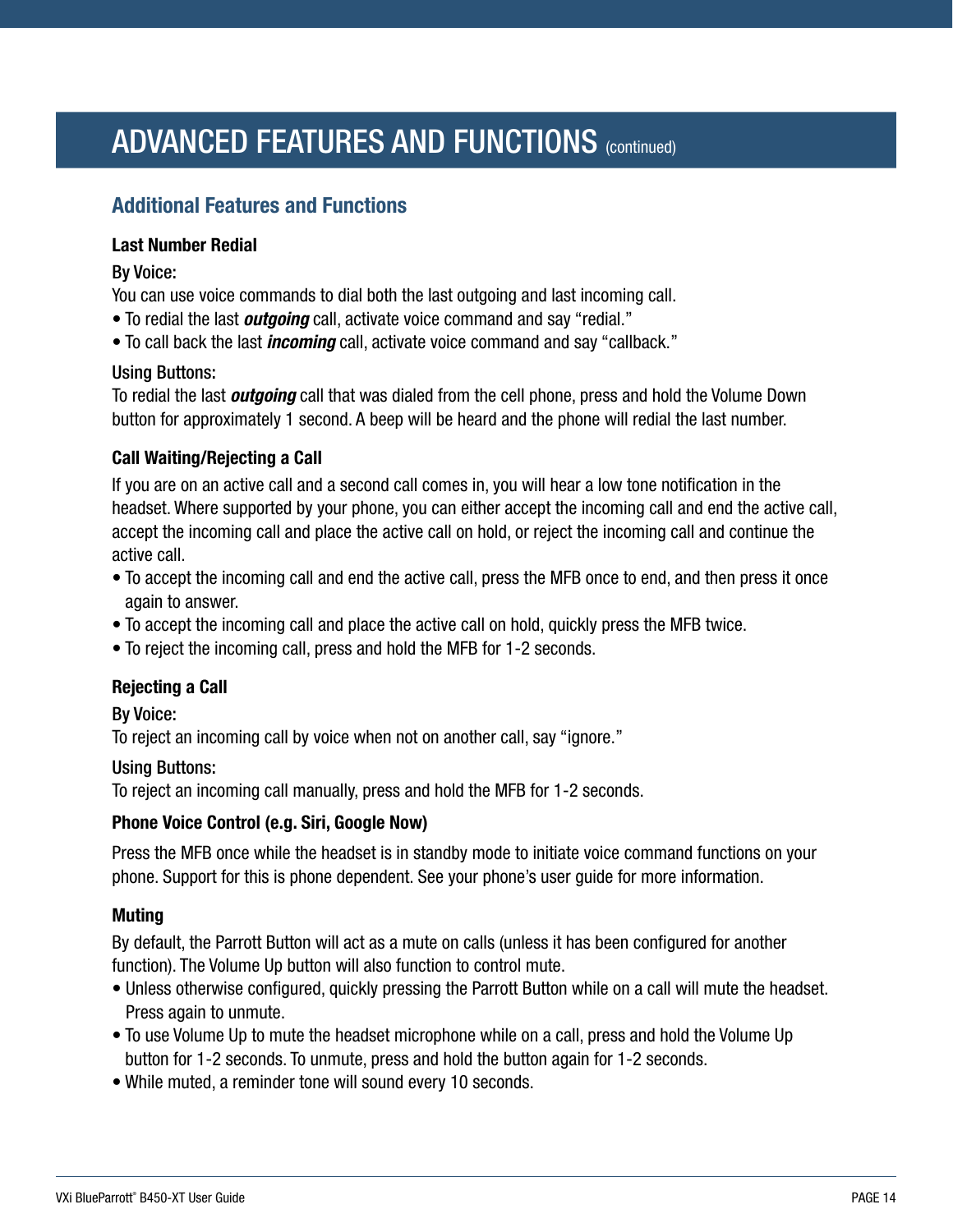# ADVANCED FEATURES AND FUNCTIONS (continued)

## Additional Features and Functions

### Last Number Redial

**By Voice:**

You can use voice commands to dial both the last outgoing and last incoming call.

- To redial the last ***outgoing*** call, activate voice command and say "redial."
- To call back the last ***incoming*** call, activate voice command and say "callback."

**Using Buttons:**

To redial the last ***outgoing*** call that was dialed from the cell phone, press and hold the Volume Down button for approximately 1 second. A beep will be heard and the phone will redial the last number.

### Call Waiting/Rejecting a Call

If you are on an active call and a second call comes in, you will hear a low tone notification in the headset. Where supported by your phone, you can either accept the incoming call and end the active call, accept the incoming call and place the active call on hold, or reject the incoming call and continue the active call.

- To accept the incoming call and end the active call, press the MFB once to end, and then press it once again to answer.
- To accept the incoming call and place the active call on hold, quickly press the MFB twice.
- To reject the incoming call, press and hold the MFB for 1-2 seconds.

### Rejecting a Call

**By Voice:**

To reject an incoming call by voice when not on another call, say "ignore."

**Using Buttons:**

To reject an incoming call manually, press and hold the MFB for 1-2 seconds.

### Phone Voice Control (e.g. Siri, Google Now)

Press the MFB once while the headset is in standby mode to initiate voice command functions on your phone. Support for this is phone dependent. See your phone's user guide for more information.

### Muting

By default, the Parrott Button will act as a mute on calls (unless it has been configured for another function). The Volume Up button will also function to control mute.

- Unless otherwise configured, quickly pressing the Parrott Button while on a call will mute the headset. Press again to unmute.
- To use Volume Up to mute the headset microphone while on a call, press and hold the Volume Up button for 1-2 seconds. To unmute, press and hold the button again for 1-2 seconds.
- While muted, a reminder tone will sound every 10 seconds.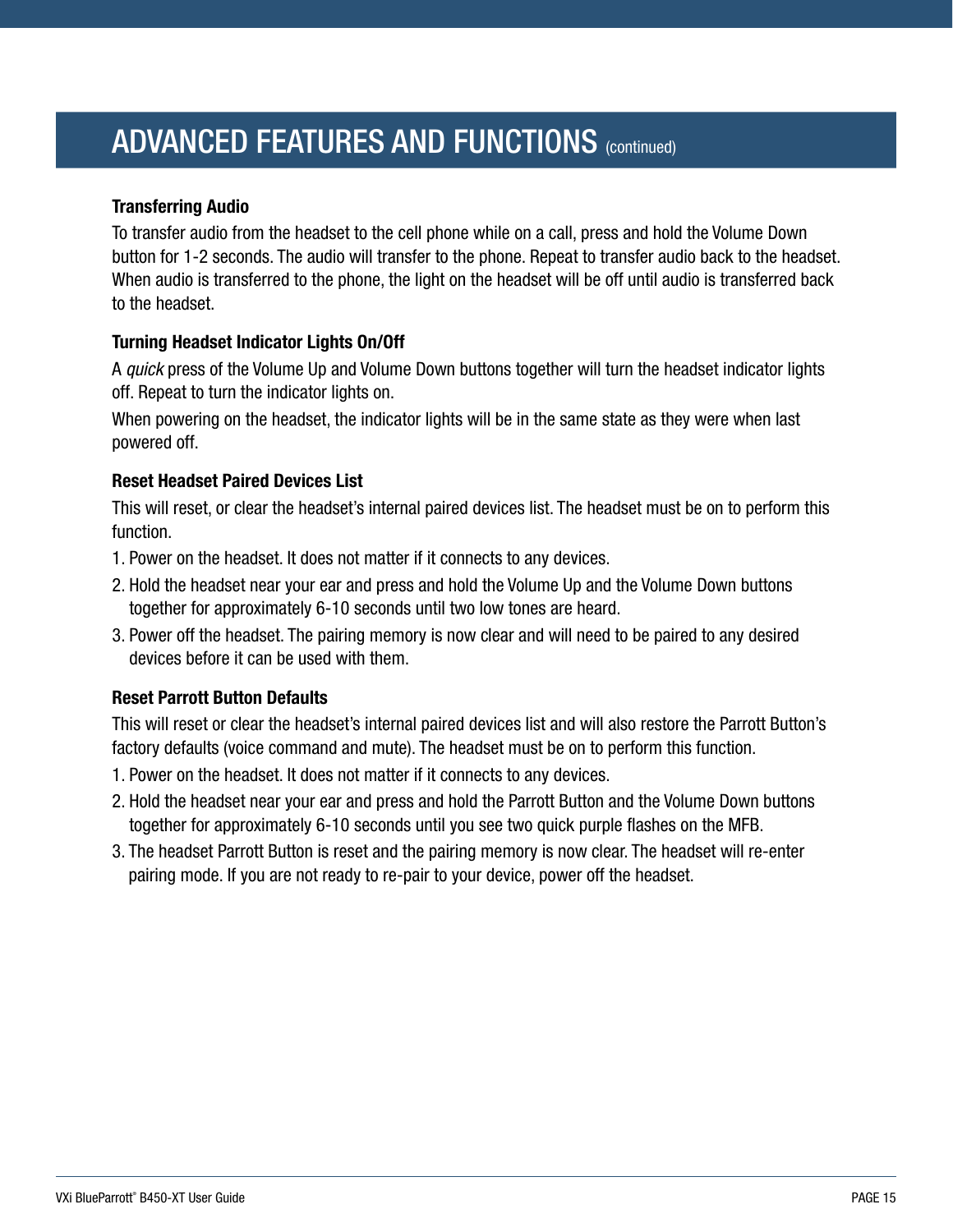# ADVANCED FEATURES AND FUNCTIONS (continued)

### Transferring Audio

To transfer audio from the headset to the cell phone while on a call, press and hold the Volume Down button for 1-2 seconds. The audio will transfer to the phone. Repeat to transfer audio back to the headset. When audio is transferred to the phone, the light on the headset will be off until audio is transferred back to the headset.

### Turning Headset Indicator Lights On/Off

A *quick* press of the Volume Up and Volume Down buttons together will turn the headset indicator lights off. Repeat to turn the indicator lights on.

When powering on the headset, the indicator lights will be in the same state as they were when last powered off.

### Reset Headset Paired Devices List

This will reset, or clear the headset's internal paired devices list. The headset must be on to perform this function.

1. Power on the headset. It does not matter if it connects to any devices.
2. Hold the headset near your ear and press and hold the Volume Up and the Volume Down buttons together for approximately 6-10 seconds until two low tones are heard.
3. Power off the headset. The pairing memory is now clear and will need to be paired to any desired devices before it can be used with them.

### Reset Parrott Button Defaults

This will reset or clear the headset's internal paired devices list and will also restore the Parrott Button's factory defaults (voice command and mute). The headset must be on to perform this function.

1. Power on the headset. It does not matter if it connects to any devices.
2. Hold the headset near your ear and press and hold the Parrott Button and the Volume Down buttons together for approximately 6-10 seconds until you see two quick purple flashes on the MFB.
3. The headset Parrott Button is reset and the pairing memory is now clear. The headset will re-enter pairing mode. If you are not ready to re-pair to your device, power off the headset.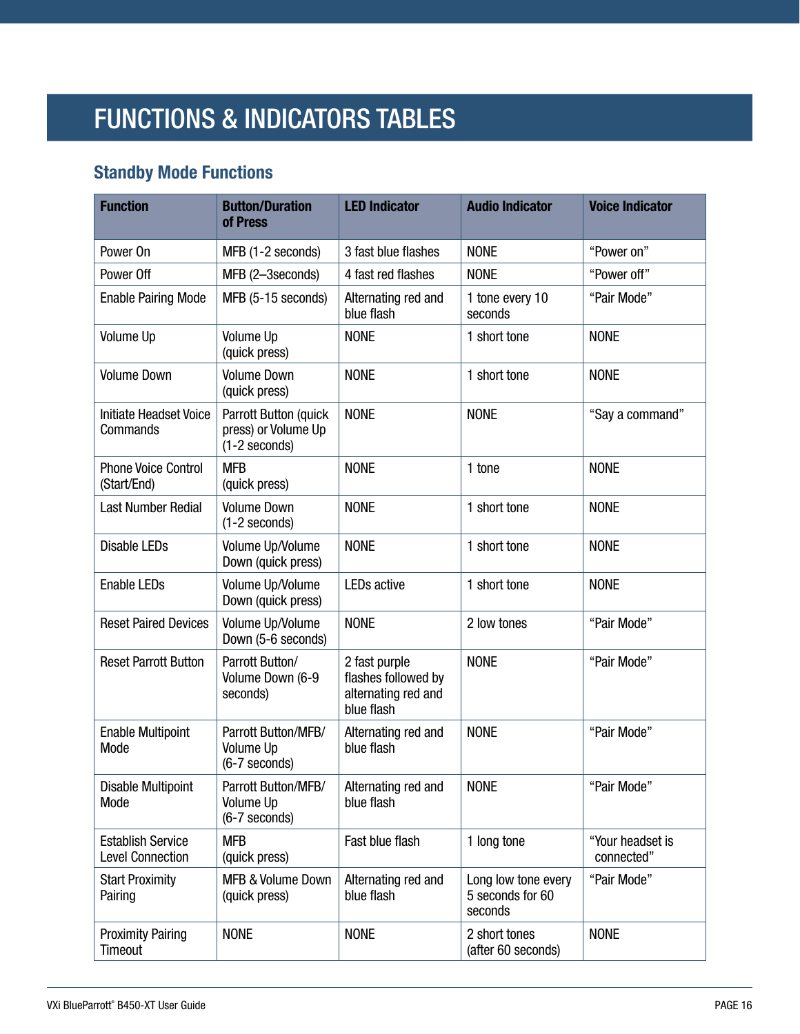# FUNCTIONS & INDICATORS TABLES

## Standby Mode Functions

| Function | Button/Duration of Press | LED Indicator | Audio Indicator | Voice Indicator |
|---|---|---|---|---|
| Power On | MFB (1-2 seconds) | 3 fast blue flashes | NONE | "Power on" |
| Power Off | MFB (2–3seconds) | 4 fast red flashes | NONE | "Power off" |
| Enable Pairing Mode | MFB (5-15 seconds) | Alternating red and blue flash | 1 tone every 10 seconds | "Pair Mode" |
| Volume Up | Volume Up (quick press) | NONE | 1 short tone | NONE |
| Volume Down | Volume Down (quick press) | NONE | 1 short tone | NONE |
| Initiate Headset Voice Commands | Parrott Button (quick press) or Volume Up (1-2 seconds) | NONE | NONE | "Say a command" |
| Phone Voice Control (Start/End) | MFB (quick press) | NONE | 1 tone | NONE |
| Last Number Redial | Volume Down (1-2 seconds) | NONE | 1 short tone | NONE |
| Disable LEDs | Volume Up/Volume Down (quick press) | NONE | 1 short tone | NONE |
| Enable LEDs | Volume Up/Volume Down (quick press) | LEDs active | 1 short tone | NONE |
| Reset Paired Devices | Volume Up/Volume Down (5-6 seconds) | NONE | 2 low tones | "Pair Mode" |
| Reset Parrott Button | Parrott Button/ Volume Down (6-9 seconds) | 2 fast purple flashes followed by alternating red and blue flash | NONE | "Pair Mode" |
| Enable Multipoint Mode | Parrott Button/MFB/ Volume Up (6-7 seconds) | Alternating red and blue flash | NONE | "Pair Mode" |
| Disable Multipoint Mode | Parrott Button/MFB/ Volume Up (6-7 seconds) | Alternating red and blue flash | NONE | "Pair Mode" |
| Establish Service Level Connection | MFB (quick press) | Fast blue flash | 1 long tone | "Your headset is connected" |
| Start Proximity Pairing | MFB & Volume Down (quick press) | Alternating red and blue flash | Long low tone every 5 seconds for 60 seconds | "Pair Mode" |
| Proximity Pairing Timeout | NONE | NONE | 2 short tones (after 60 seconds) | NONE |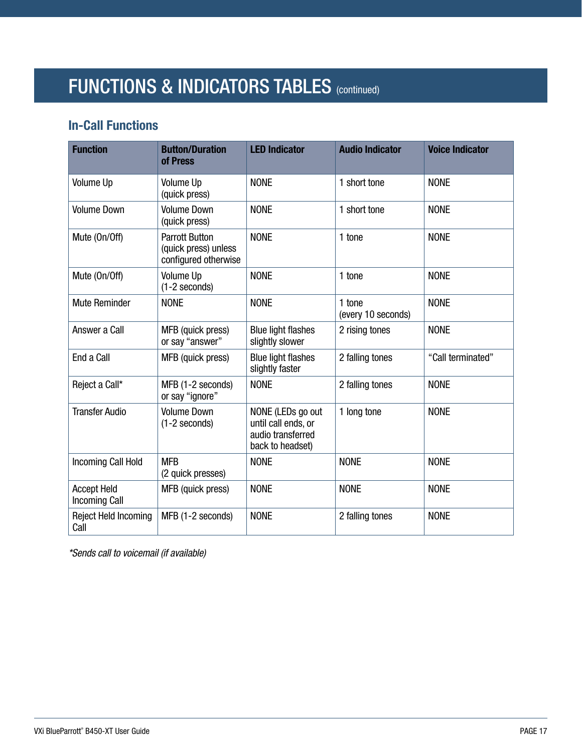# FUNCTIONS & INDICATORS TABLES (continued)

## In-Call Functions

| Function | Button/Duration of Press | LED Indicator | Audio Indicator | Voice Indicator |
|---|---|---|---|---|
| Volume Up | Volume Up (quick press) | NONE | 1 short tone | NONE |
| Volume Down | Volume Down (quick press) | NONE | 1 short tone | NONE |
| Mute (On/Off) | Parrott Button (quick press) unless configured otherwise | NONE | 1 tone | NONE |
| Mute (On/Off) | Volume Up (1-2 seconds) | NONE | 1 tone | NONE |
| Mute Reminder | NONE | NONE | 1 tone (every 10 seconds) | NONE |
| Answer a Call | MFB (quick press) or say "answer" | Blue light flashes slightly slower | 2 rising tones | NONE |
| End a Call | MFB (quick press) | Blue light flashes slightly faster | 2 falling tones | "Call terminated" |
| Reject a Call* | MFB (1-2 seconds) or say "ignore" | NONE | 2 falling tones | NONE |
| Transfer Audio | Volume Down (1-2 seconds) | NONE (LEDs go out until call ends, or audio transferred back to headset) | 1 long tone | NONE |
| Incoming Call Hold | MFB (2 quick presses) | NONE | NONE | NONE |
| Accept Held Incoming Call | MFB (quick press) | NONE | NONE | NONE |
| Reject Held Incoming Call | MFB (1-2 seconds) | NONE | 2 falling tones | NONE |

*\*Sends call to voicemail (if available)*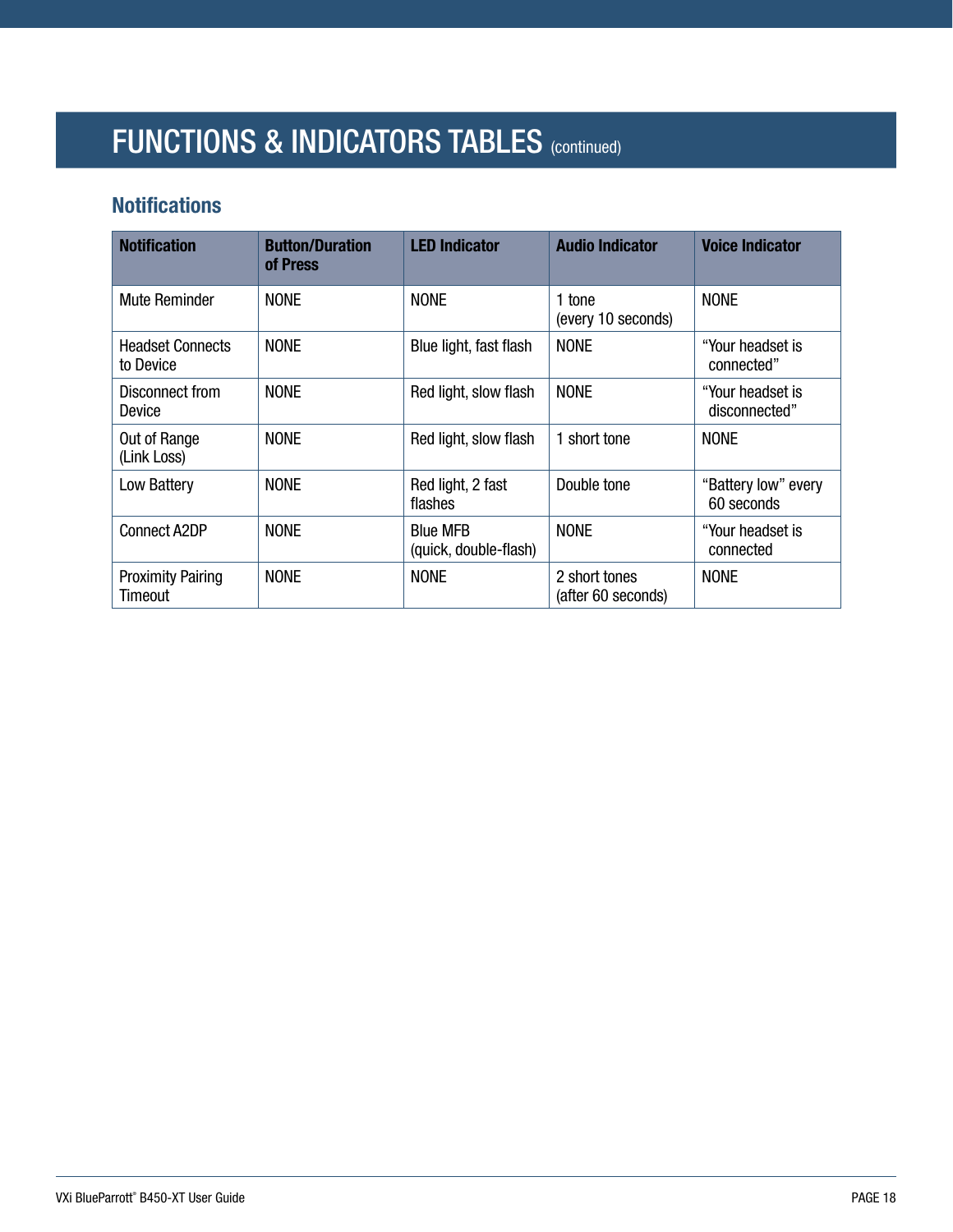# FUNCTIONS & INDICATORS TABLES (continued)

## Notifications

| Notification | Button/Duration of Press | LED Indicator | Audio Indicator | Voice Indicator |
|---|---|---|---|---|
| Mute Reminder | NONE | NONE | 1 tone (every 10 seconds) | NONE |
| Headset Connects to Device | NONE | Blue light, fast flash | NONE | "Your headset is connected" |
| Disconnect from Device | NONE | Red light, slow flash | NONE | "Your headset is disconnected" |
| Out of Range (Link Loss) | NONE | Red light, slow flash | 1 short tone | NONE |
| Low Battery | NONE | Red light, 2 fast flashes | Double tone | "Battery low" every 60 seconds |
| Connect A2DP | NONE | Blue MFB (quick, double-flash) | NONE | "Your headset is connected |
| Proximity Pairing Timeout | NONE | NONE | 2 short tones (after 60 seconds) | NONE |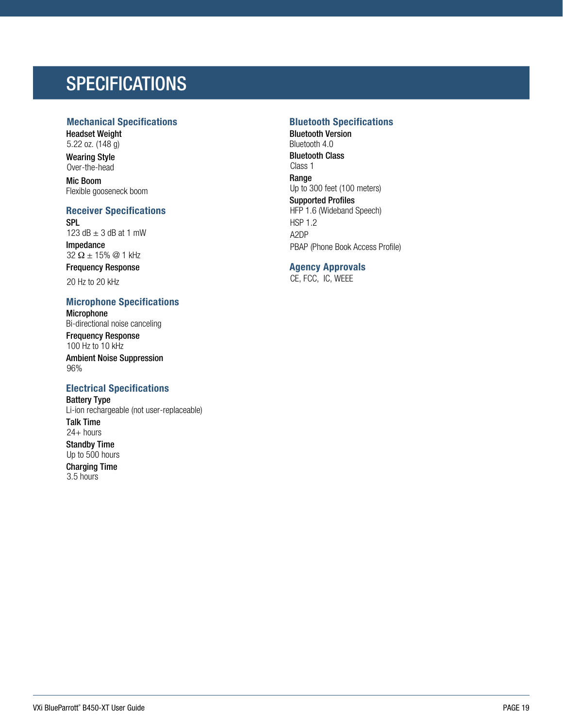# SPECIFICATIONS

## Mechanical Specifications

**Headset Weight**
5.22 oz. (148 g)

**Wearing Style**
Over-the-head

**Mic Boom**
Flexible gooseneck boom

## Receiver Specifications

**SPL**
123 dB ± 3 dB at 1 mW

**Impedance**
32 Ω ± 15% @ 1 kHz

**Frequency Response**
20 Hz to 20 kHz

## Microphone Specifications

**Microphone**
Bi-directional noise canceling

**Frequency Response**
100 Hz to 10 kHz

**Ambient Noise Suppression**
96%

## Electrical Specifications

**Battery Type**
Li-ion rechargeable (not user-replaceable)

**Talk Time**
24+ hours

**Standby Time**
Up to 500 hours

**Charging Time**
3.5 hours

## Bluetooth Specifications

**Bluetooth Version**
Bluetooth 4.0

**Bluetooth Class**
Class 1

**Range**
Up to 300 feet (100 meters)

**Supported Profiles**
HFP 1.6 (Wideband Speech)
HSP 1.2
A2DP
PBAP (Phone Book Access Profile)

## Agency Approvals

CE, FCC, IC, WEEE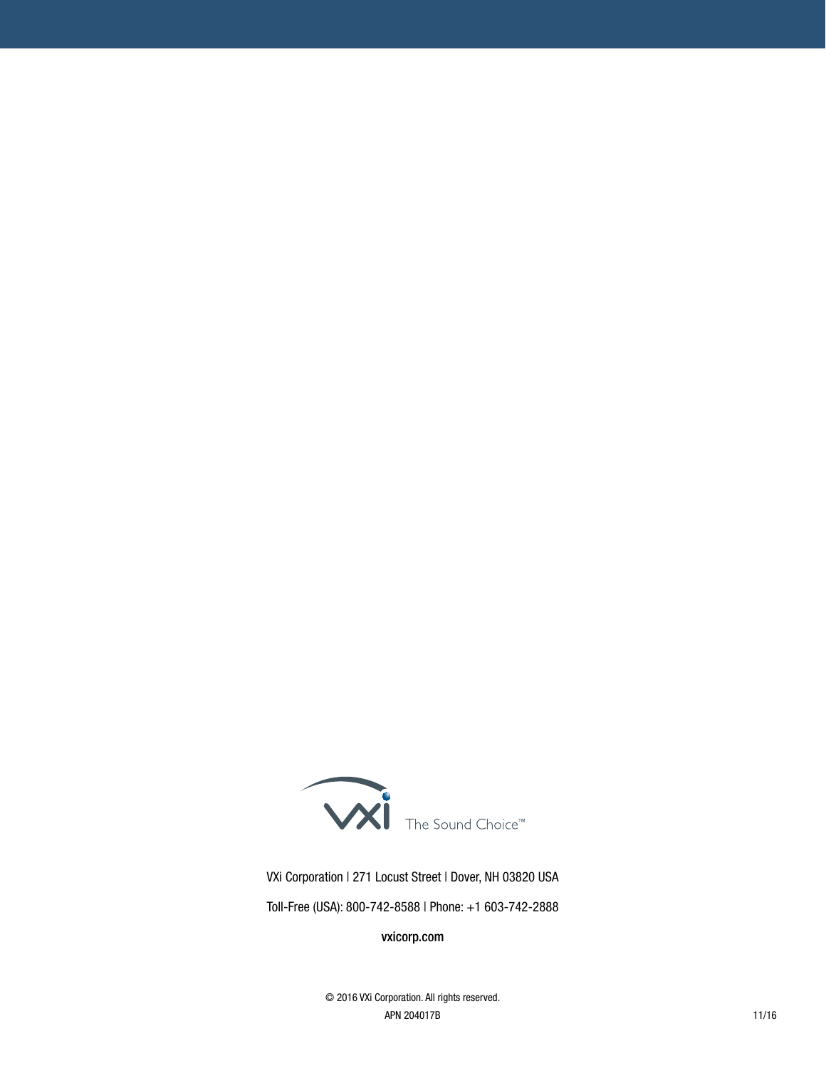The Sound Choice™

VXi Corporation | 271 Locust Street | Dover, NH 03820 USA

Toll-Free (USA): 800-742-8588 | Phone: +1 603-742-2888

vxicorp.com

© 2016 VXi Corporation. All rights reserved.

APN 204017B

11/16